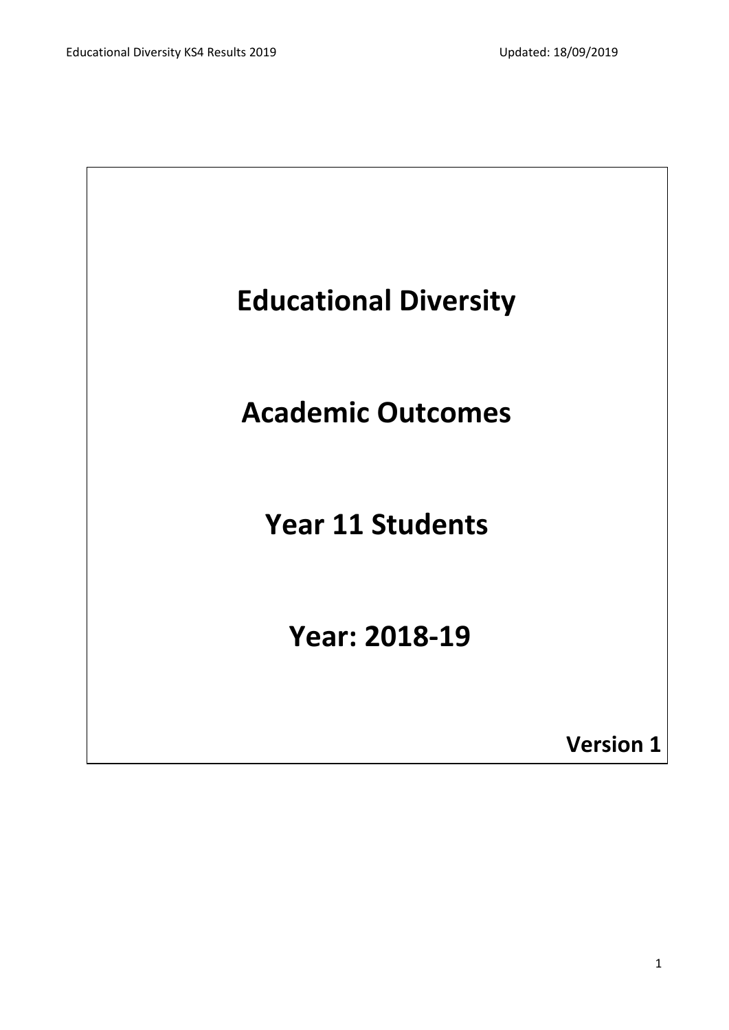# Educational Diversity

# Academic Outcomes

# Year 11 Students

# Year: 2018-19

**Version 1**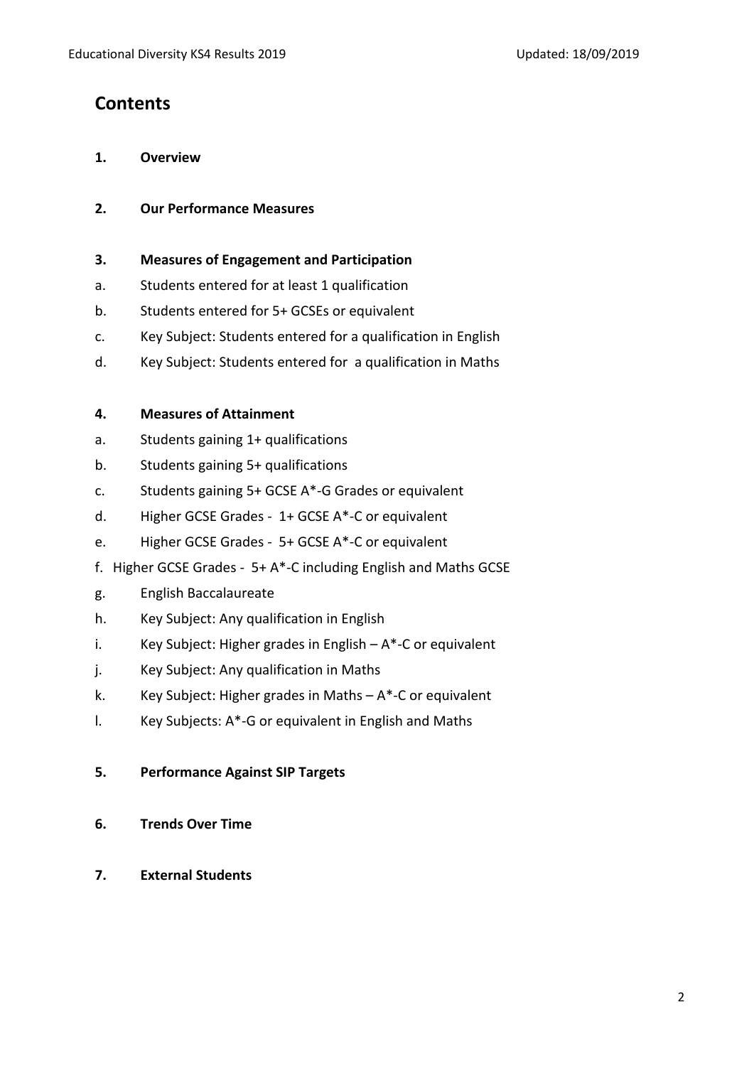# Contents

**1. Overview**

**2. Our Performance Measures**

**3. Measures of Engagement and Participation**

a. Students entered for at least 1 qualification

b. Students entered for 5+ GCSEs or equivalent

c. Key Subject: Students entered for a qualification in English

d. Key Subject: Students entered for a qualification in Maths

**4. Measures of Attainment**

a. Students gaining 1+ qualifications

b. Students gaining 5+ qualifications

c. Students gaining 5+ GCSE A*-G Grades or equivalent

d. Higher GCSE Grades - 1+ GCSE A*-C or equivalent

e. Higher GCSE Grades - 5+ GCSE A*-C or equivalent

f. Higher GCSE Grades - 5+ A*-C including English and Maths GCSE

g. English Baccalaureate

h. Key Subject: Any qualification in English

i. Key Subject: Higher grades in English – A*-C or equivalent

j. Key Subject: Any qualification in Maths

k. Key Subject: Higher grades in Maths – A*-C or equivalent

l. Key Subjects: A*-G or equivalent in English and Maths

**5. Performance Against SIP Targets**

**6. Trends Over Time**

**7. External Students**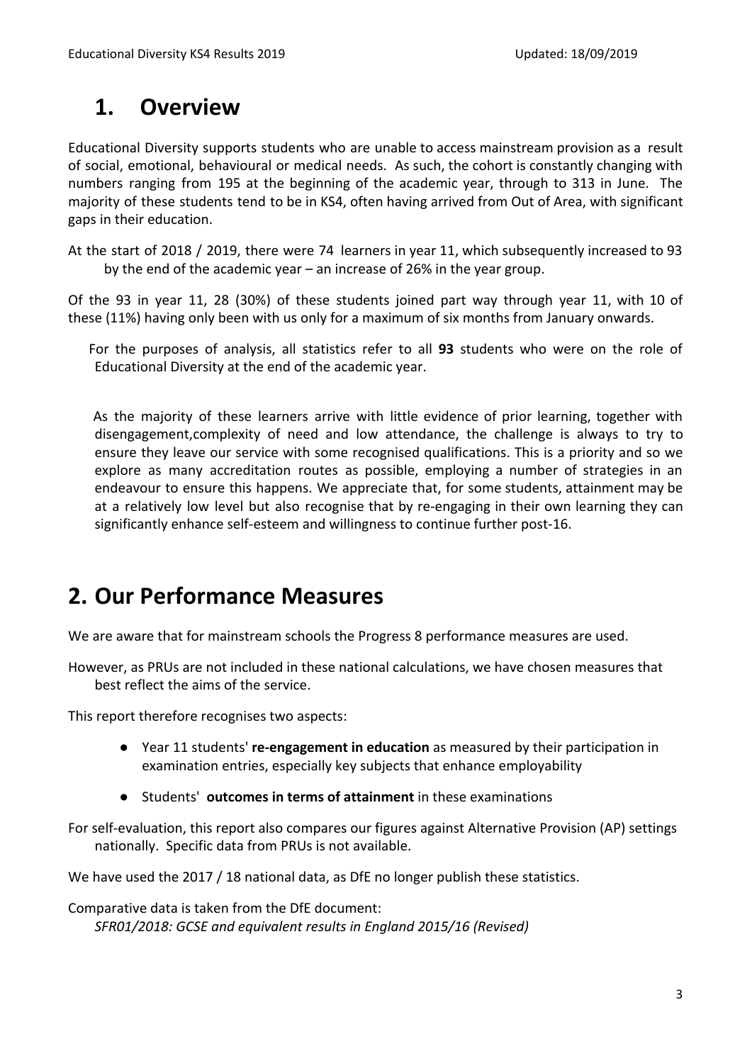# 1. Overview

Educational Diversity supports students who are unable to access mainstream provision as a result of social, emotional, behavioural or medical needs. As such, the cohort is constantly changing with numbers ranging from 195 at the beginning of the academic year, through to 313 in June. The majority of these students tend to be in KS4, often having arrived from Out of Area, with significant gaps in their education.

At the start of 2018 / 2019, there were 74 learners in year 11, which subsequently increased to 93 by the end of the academic year – an increase of 26% in the year group.

Of the 93 in year 11, 28 (30%) of these students joined part way through year 11, with 10 of these (11%) having only been with us only for a maximum of six months from January onwards.

For the purposes of analysis, all statistics refer to all **93** students who were on the role of Educational Diversity at the end of the academic year.

As the majority of these learners arrive with little evidence of prior learning, together with disengagement,complexity of need and low attendance, the challenge is always to try to ensure they leave our service with some recognised qualifications. This is a priority and so we explore as many accreditation routes as possible, employing a number of strategies in an endeavour to ensure this happens. We appreciate that, for some students, attainment may be at a relatively low level but also recognise that by re-engaging in their own learning they can significantly enhance self-esteem and willingness to continue further post-16.

# 2. Our Performance Measures

We are aware that for mainstream schools the Progress 8 performance measures are used.

However, as PRUs are not included in these national calculations, we have chosen measures that best reflect the aims of the service.

This report therefore recognises two aspects:

- Year 11 students' **re-engagement in education** as measured by their participation in examination entries, especially key subjects that enhance employability
- Students' **outcomes in terms of attainment** in these examinations

For self-evaluation, this report also compares our figures against Alternative Provision (AP) settings nationally. Specific data from PRUs is not available.

We have used the 2017 / 18 national data, as DfE no longer publish these statistics.

Comparative data is taken from the DfE document:
*SFR01/2018: GCSE and equivalent results in England 2015/16 (Revised)*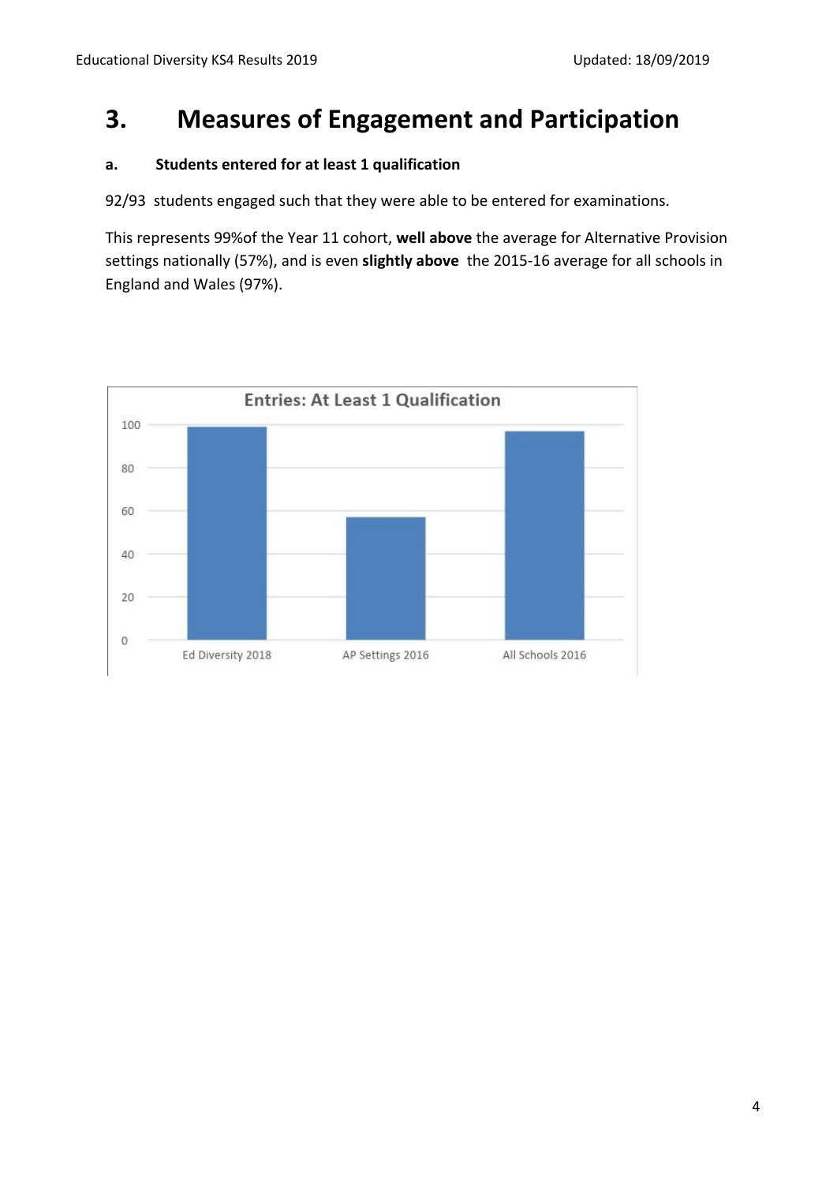# 3. Measures of Engagement and Participation

**a. Students entered for at least 1 qualification**

92/93 students engaged such that they were able to be entered for examinations.

This represents 99%of the Year 11 cohort, **well above** the average for Alternative Provision settings nationally (57%), and is even **slightly above** the 2015-16 average for all schools in England and Wales (97%).

Entries: At Least 1 Qualification

| | Ed Diversity 2018 | AP Settings 2016 | All Schools 2016 |
|---|---|---|---|
| Entries: At Least 1 Qualification | 99 | 57 | 97 |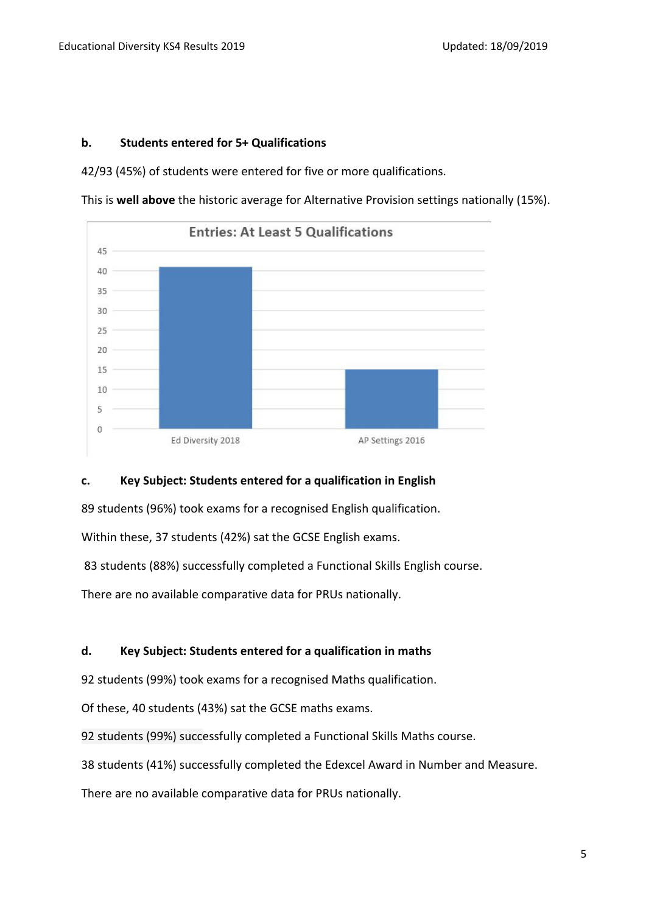**b. Students entered for 5+ Qualifications**

42/93 (45%) of students were entered for five or more qualifications.

This is **well above** the historic average for Alternative Provision settings nationally (15%).

**Entries: At Least 5 Qualifications**

| | Ed Diversity 2018 | AP Settings 2016 |
|---|---|---|
| Entries | 41 | 15 |

**c. Key Subject: Students entered for a qualification in English**

89 students (96%) took exams for a recognised English qualification.

Within these, 37 students (42%) sat the GCSE English exams.

83 students (88%) successfully completed a Functional Skills English course.

There are no available comparative data for PRUs nationally.

**d. Key Subject: Students entered for a qualification in maths**

92 students (99%) took exams for a recognised Maths qualification.

Of these, 40 students (43%) sat the GCSE maths exams.

92 students (99%) successfully completed a Functional Skills Maths course.

38 students (41%) successfully completed the Edexcel Award in Number and Measure.

There are no available comparative data for PRUs nationally.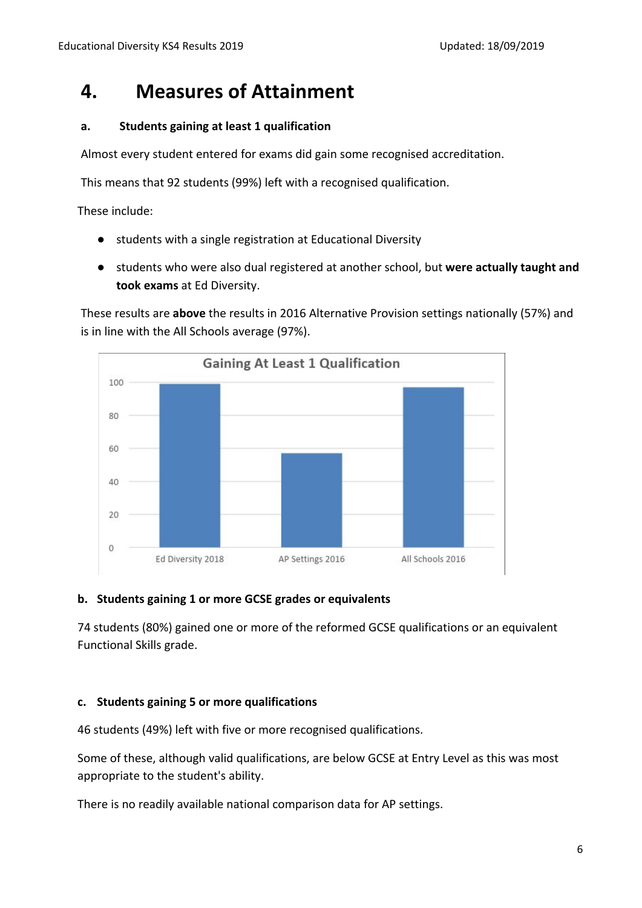# 4. Measures of Attainment

### a. Students gaining at least 1 qualification

Almost every student entered for exams did gain some recognised accreditation.

This means that 92 students (99%) left with a recognised qualification.

These include:

- students with a single registration at Educational Diversity
- students who were also dual registered at another school, but **were actually taught and took exams** at Ed Diversity.

These results are **above** the results in 2016 Alternative Provision settings nationally (57%) and is in line with the All Schools average (97%).

### b. Students gaining 1 or more GCSE grades or equivalents

74 students (80%) gained one or more of the reformed GCSE qualifications or an equivalent Functional Skills grade.

### c. Students gaining 5 or more qualifications

46 students (49%) left with five or more recognised qualifications.

Some of these, although valid qualifications, are below GCSE at Entry Level as this was most appropriate to the student's ability.

There is no readily available national comparison data for AP settings.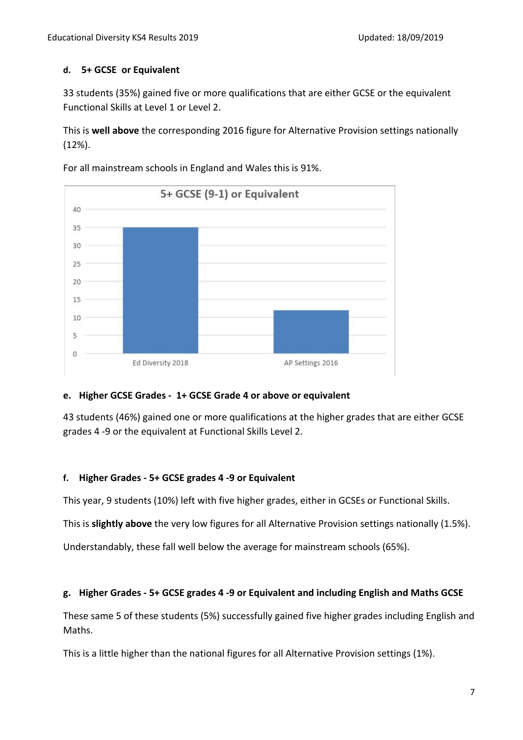#### d. 5+ GCSE or Equivalent

33 students (35%) gained five or more qualifications that are either GCSE or the equivalent Functional Skills at Level 1 or Level 2.

This is **well above** the corresponding 2016 figure for Alternative Provision settings nationally (12%).

For all mainstream schools in England and Wales this is 91%.

#### e. Higher GCSE Grades - 1+ GCSE Grade 4 or above or equivalent

43 students (46%) gained one or more qualifications at the higher grades that are either GCSE grades 4 -9 or the equivalent at Functional Skills Level 2.

#### f. Higher Grades - 5+ GCSE grades 4 -9 or Equivalent

This year, 9 students (10%) left with five higher grades, either in GCSEs or Functional Skills.

This is **slightly above** the very low figures for all Alternative Provision settings nationally (1.5%).

Understandably, these fall well below the average for mainstream schools (65%).

#### g. Higher Grades - 5+ GCSE grades 4 -9 or Equivalent and including English and Maths GCSE

These same 5 of these students (5%) successfully gained five higher grades including English and Maths.

This is a little higher than the national figures for all Alternative Provision settings (1%).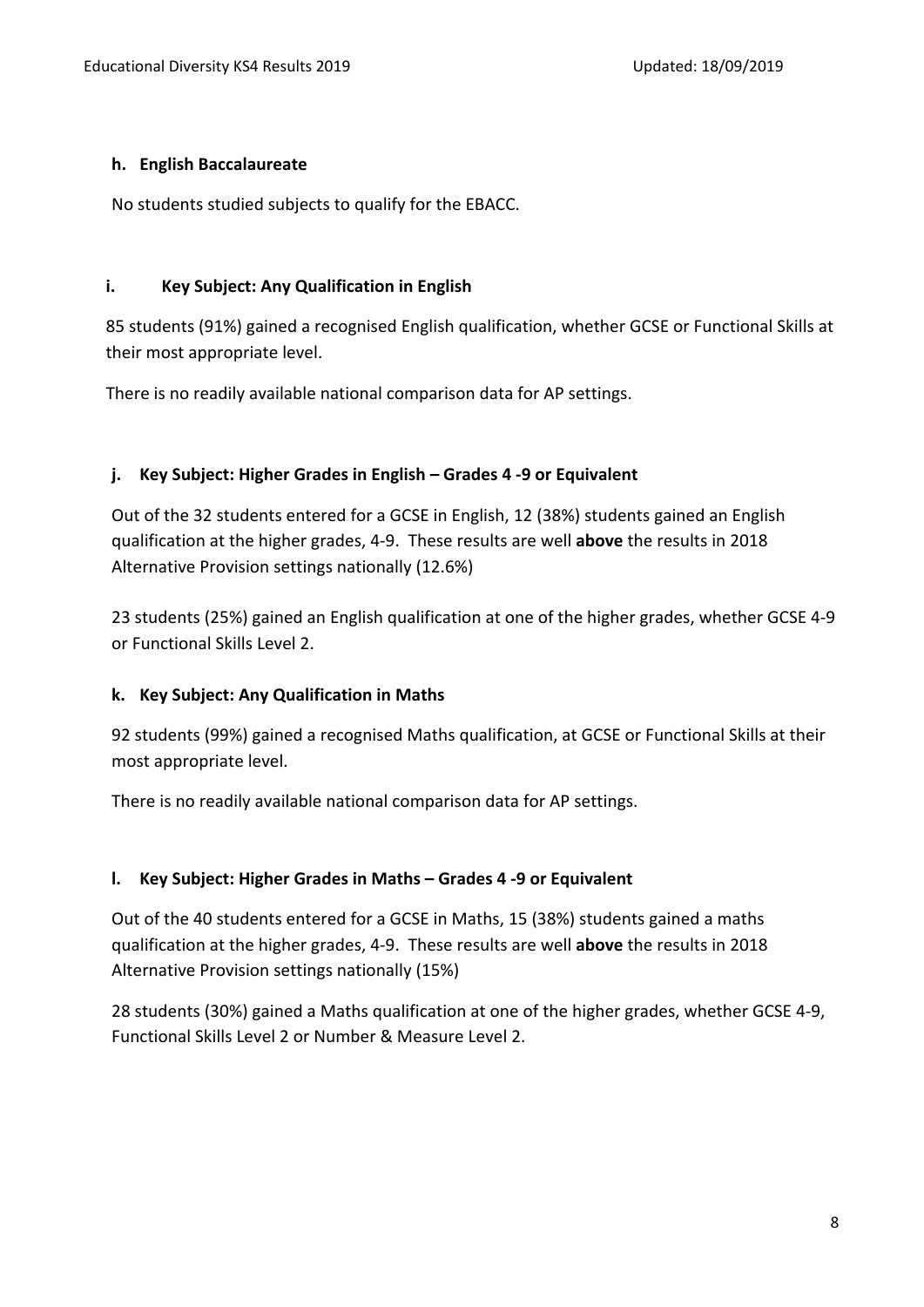### h. English Baccalaureate

No students studied subjects to qualify for the EBACC.

### i. Key Subject: Any Qualification in English

85 students (91%) gained a recognised English qualification, whether GCSE or Functional Skills at their most appropriate level.

There is no readily available national comparison data for AP settings.

### j. Key Subject: Higher Grades in English – Grades 4 -9 or Equivalent

Out of the 32 students entered for a GCSE in English, 12 (38%) students gained an English qualification at the higher grades, 4-9. These results are well **above** the results in 2018 Alternative Provision settings nationally (12.6%)

23 students (25%) gained an English qualification at one of the higher grades, whether GCSE 4-9 or Functional Skills Level 2.

### k. Key Subject: Any Qualification in Maths

92 students (99%) gained a recognised Maths qualification, at GCSE or Functional Skills at their most appropriate level.

There is no readily available national comparison data for AP settings.

### l. Key Subject: Higher Grades in Maths – Grades 4 -9 or Equivalent

Out of the 40 students entered for a GCSE in Maths, 15 (38%) students gained a maths qualification at the higher grades, 4-9. These results are well **above** the results in 2018 Alternative Provision settings nationally (15%)

28 students (30%) gained a Maths qualification at one of the higher grades, whether GCSE 4-9, Functional Skills Level 2 or Number & Measure Level 2.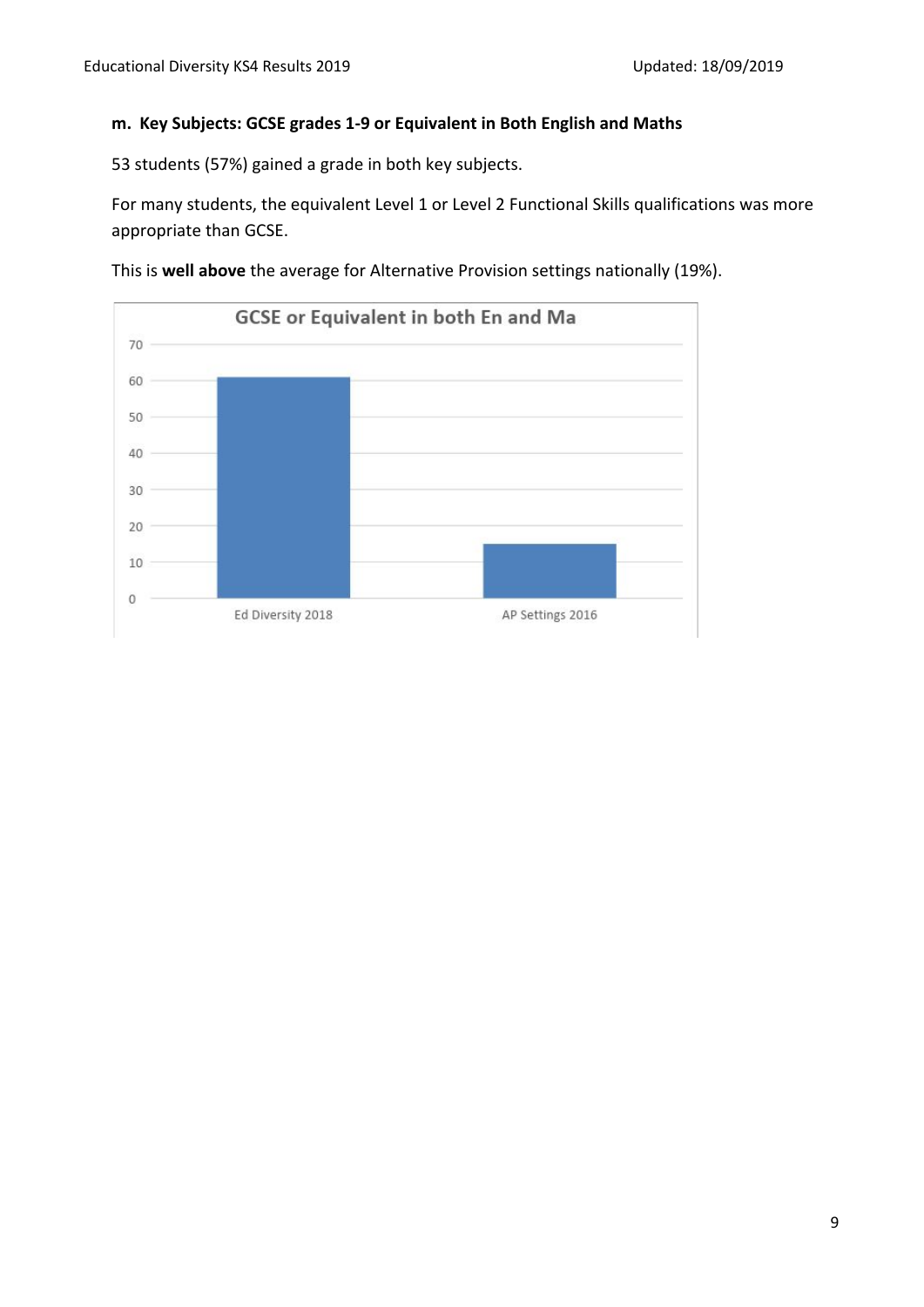**m. Key Subjects: GCSE grades 1-9 or Equivalent in Both English and Maths**

53 students (57%) gained a grade in both key subjects.

For many students, the equivalent Level 1 or Level 2 Functional Skills qualifications was more appropriate than GCSE.

This is **well above** the average for Alternative Provision settings nationally (19%).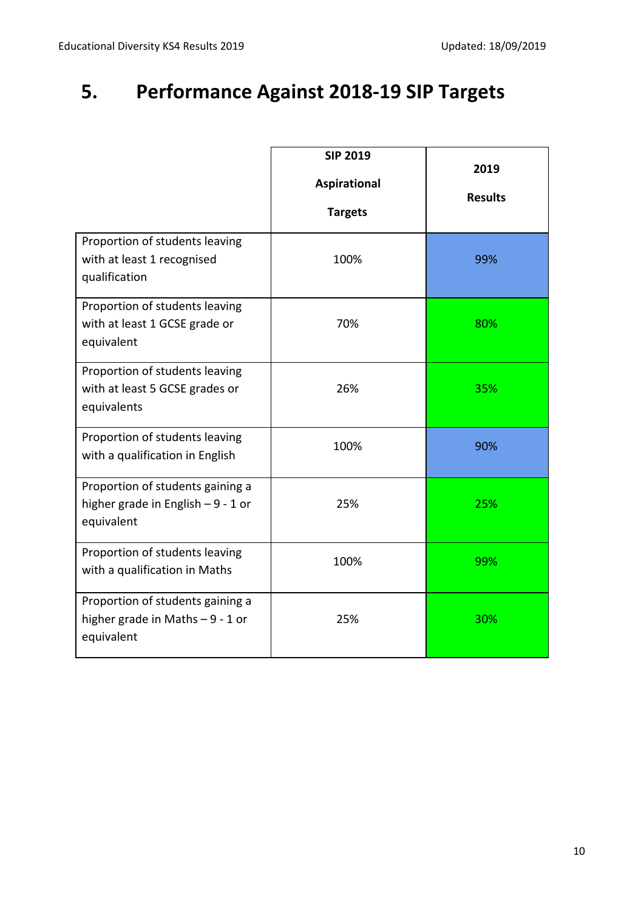## 5. Performance Against 2018-19 SIP Targets

| | SIP 2019 Aspirational Targets | 2019 Results |
|---|---|---|
| Proportion of students leaving with at least 1 recognised qualification | 100% | 99% |
| Proportion of students leaving with at least 1 GCSE grade or equivalent | 70% | 80% |
| Proportion of students leaving with at least 5 GCSE grades or equivalents | 26% | 35% |
| Proportion of students leaving with a qualification in English | 100% | 90% |
| Proportion of students gaining a higher grade in English – 9 - 1 or equivalent | 25% | 25% |
| Proportion of students leaving with a qualification in Maths | 100% | 99% |
| Proportion of students gaining a higher grade in Maths – 9 - 1 or equivalent | 25% | 30% |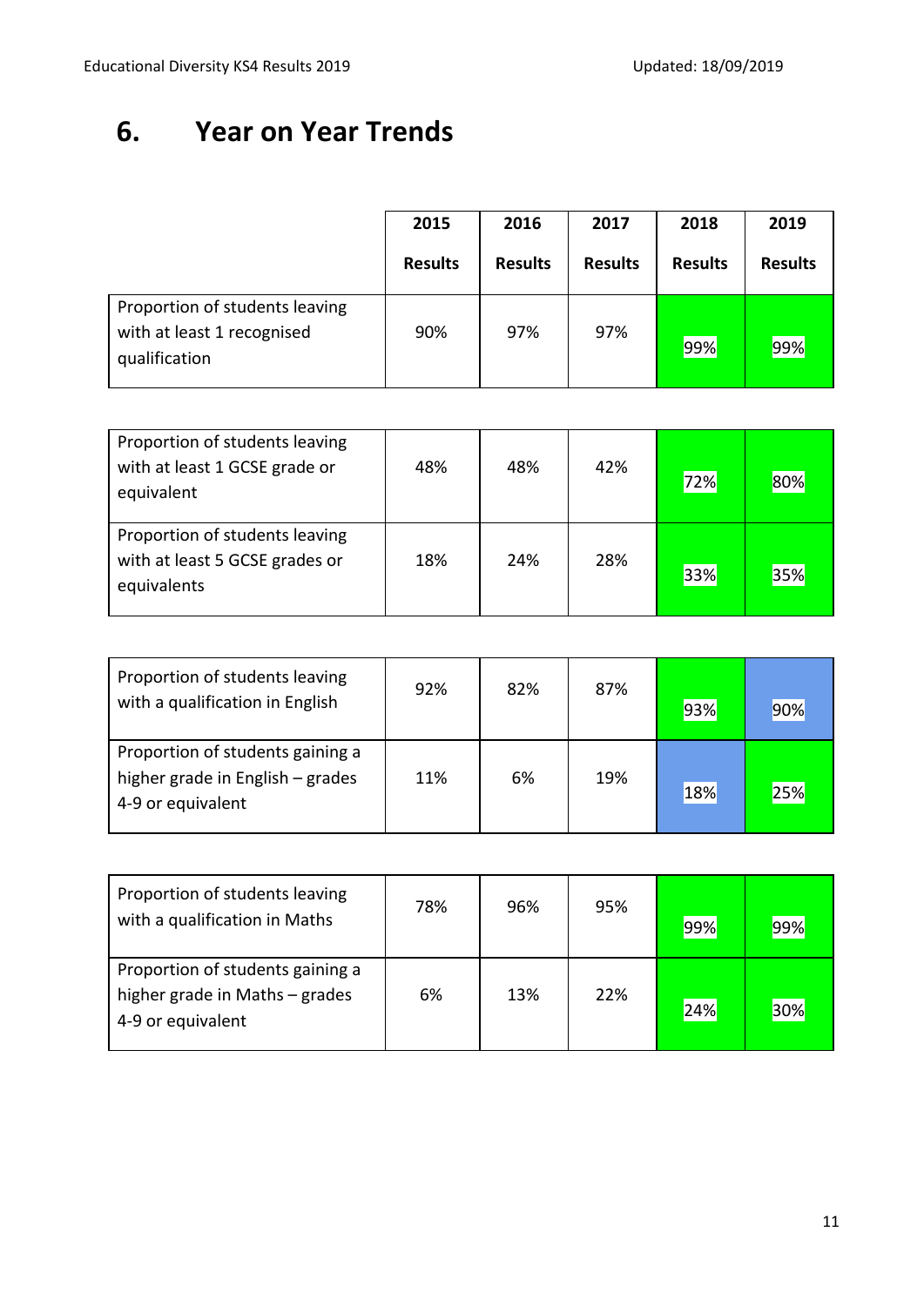# 6. Year on Year Trends

| | 2015 Results | 2016 Results | 2017 Results | 2018 Results | 2019 Results |
|---|---|---|---|---|---|
| Proportion of students leaving with at least 1 recognised qualification | 90% | 97% | 97% | 99% | 99% |

| | 2015 Results | 2016 Results | 2017 Results | 2018 Results | 2019 Results |
|---|---|---|---|---|---|
| Proportion of students leaving with at least 1 GCSE grade or equivalent | 48% | 48% | 42% | 72% | 80% |
| Proportion of students leaving with at least 5 GCSE grades or equivalents | 18% | 24% | 28% | 33% | 35% |

| | 2015 Results | 2016 Results | 2017 Results | 2018 Results | 2019 Results |
|---|---|---|---|---|---|
| Proportion of students leaving with a qualification in English | 92% | 82% | 87% | 93% | 90% |
| Proportion of students gaining a higher grade in English – grades 4-9 or equivalent | 11% | 6% | 19% | 18% | 25% |

| | 2015 Results | 2016 Results | 2017 Results | 2018 Results | 2019 Results |
|---|---|---|---|---|---|
| Proportion of students leaving with a qualification in Maths | 78% | 96% | 95% | 99% | 99% |
| Proportion of students gaining a higher grade in Maths – grades 4-9 or equivalent | 6% | 13% | 22% | 24% | 30% |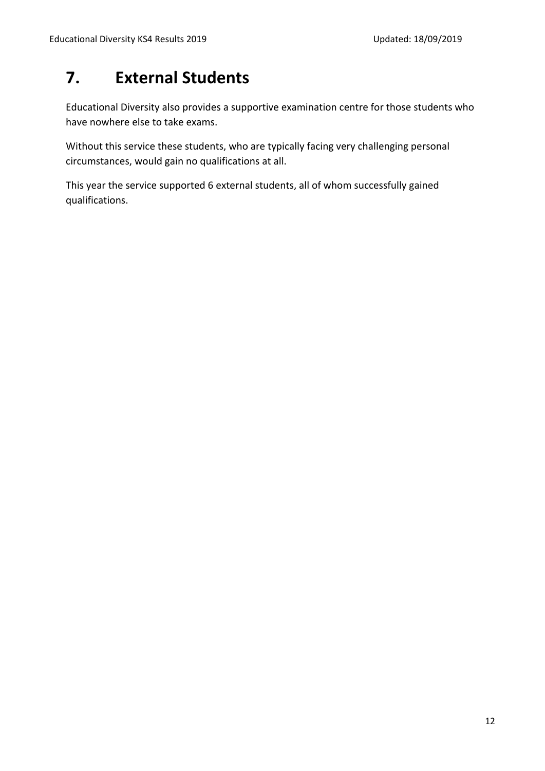# 7. External Students

Educational Diversity also provides a supportive examination centre for those students who have nowhere else to take exams.

Without this service these students, who are typically facing very challenging personal circumstances, would gain no qualifications at all.

This year the service supported 6 external students, all of whom successfully gained qualifications.